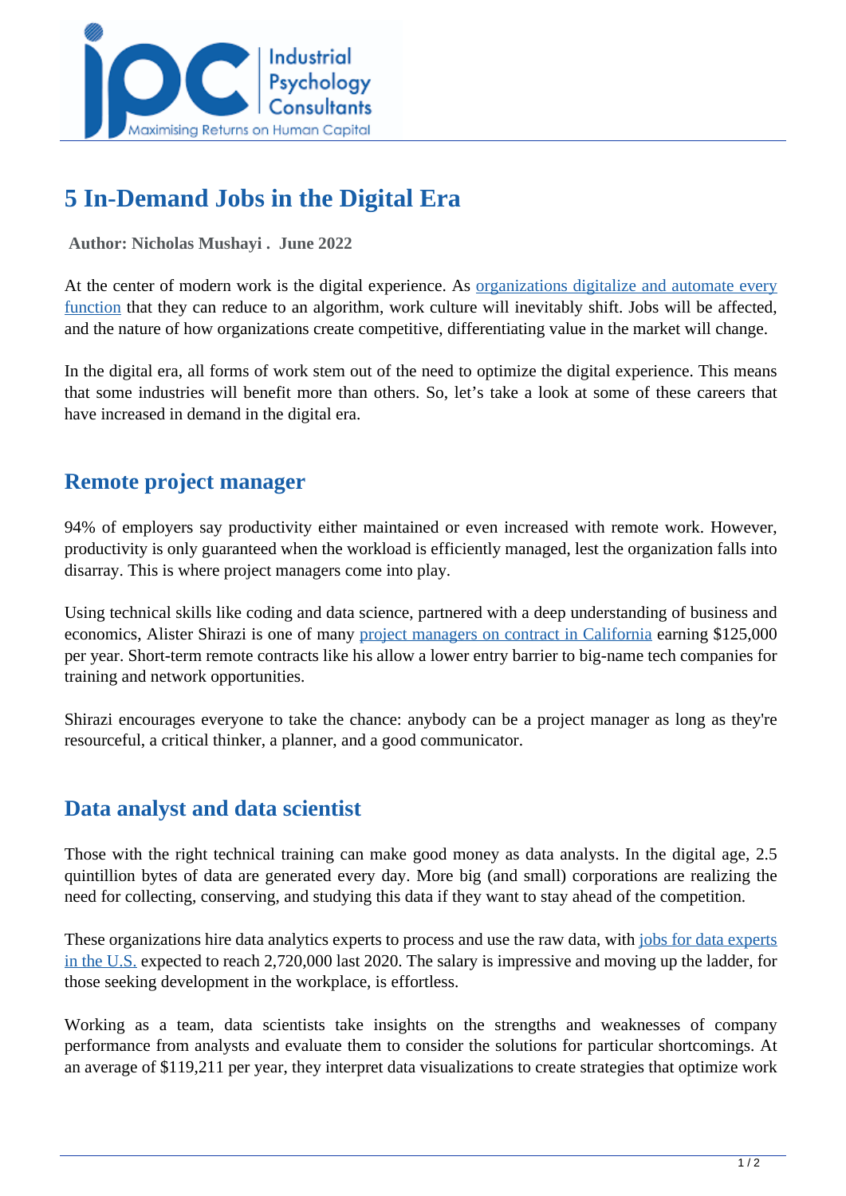# 5 In-Demand Jobs in the Digital Era

**Author: Nicholas Mushayi . June 2022**

At the center of modern work is the digital experience. As organizations digitalize and automate every function that they can reduce to an algorithm, work culture will inevitably shift. Jobs will be affected, and the nature of how organizations create competitive, differentiating value in the market will change.

In the digital era, all forms of work stem out of the need to optimize the digital experience. This means that some industries will benefit more than others. So, let's take a look at some of these careers that have increased in demand in the digital era.

## Remote project manager

94% of employers say productivity either maintained or even increased with remote work. However, productivity is only guaranteed when the workload is efficiently managed, lest the organization falls into disarray. This is where project managers come into play.

Using technical skills like coding and data science, partnered with a deep understanding of business and economics, Alister Shirazi is one of many project managers on contract in California earning $125,000 per year. Short-term remote contracts like his allow a lower entry barrier to big-name tech companies for training and network opportunities.

Shirazi encourages everyone to take the chance: anybody can be a project manager as long as they're resourceful, a critical thinker, a planner, and a good communicator.

## Data analyst and data scientist

Those with the right technical training can make good money as data analysts. In the digital age, 2.5 quintillion bytes of data are generated every day. More big (and small) corporations are realizing the need for collecting, conserving, and studying this data if they want to stay ahead of the competition.

These organizations hire data analytics experts to process and use the raw data, with jobs for data experts in the U.S. expected to reach 2,720,000 last 2020. The salary is impressive and moving up the ladder, for those seeking development in the workplace, is effortless.

Working as a team, data scientists take insights on the strengths and weaknesses of company performance from analysts and evaluate them to consider the solutions for particular shortcomings. At an average of $119,211 per year, they interpret data visualizations to create strategies that optimize work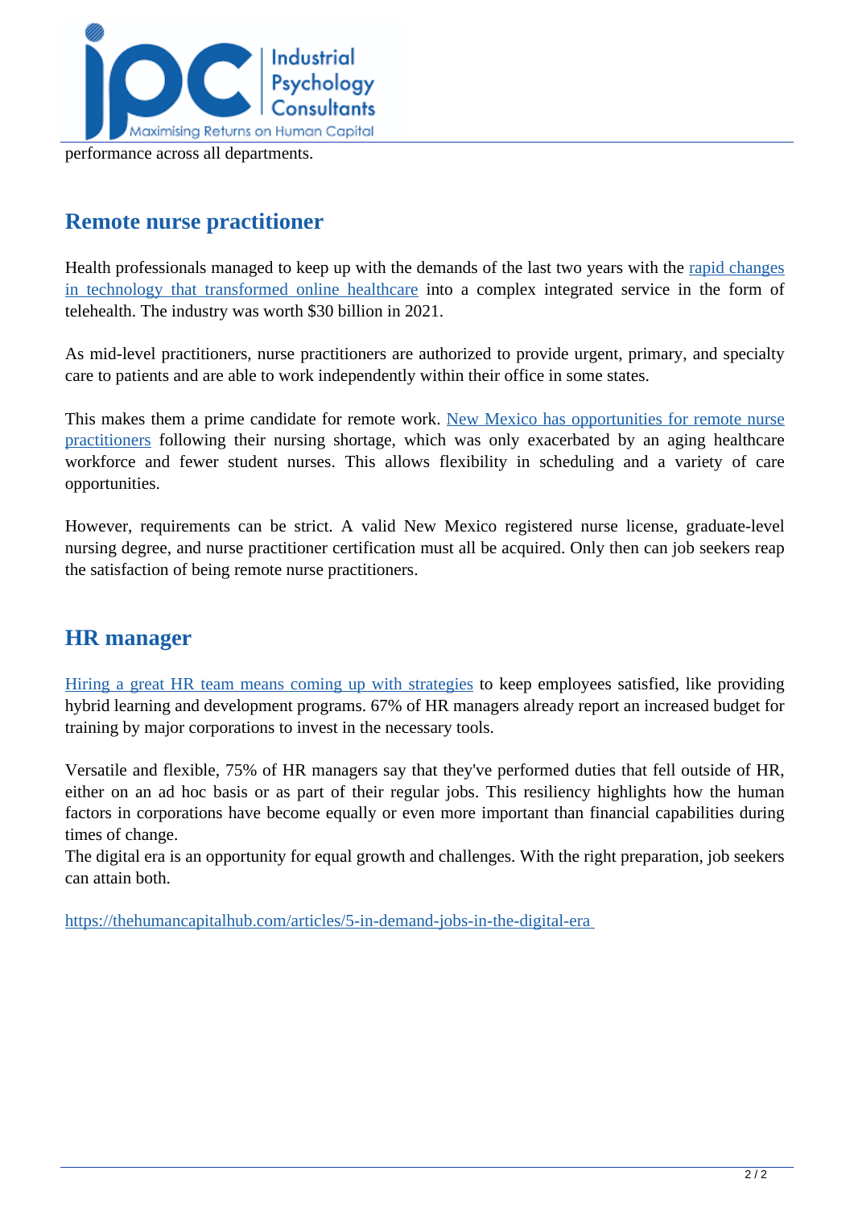performance across all departments.

## Remote nurse practitioner

Health professionals managed to keep up with the demands of the last two years with the rapid changes in technology that transformed online healthcare into a complex integrated service in the form of telehealth. The industry was worth $30 billion in 2021.

As mid-level practitioners, nurse practitioners are authorized to provide urgent, primary, and specialty care to patients and are able to work independently within their office in some states.

This makes them a prime candidate for remote work. New Mexico has opportunities for remote nurse practitioners following their nursing shortage, which was only exacerbated by an aging healthcare workforce and fewer student nurses. This allows flexibility in scheduling and a variety of care opportunities.

However, requirements can be strict. A valid New Mexico registered nurse license, graduate-level nursing degree, and nurse practitioner certification must all be acquired. Only then can job seekers reap the satisfaction of being remote nurse practitioners.

## HR manager

Hiring a great HR team means coming up with strategies to keep employees satisfied, like providing hybrid learning and development programs. 67% of HR managers already report an increased budget for training by major corporations to invest in the necessary tools.

Versatile and flexible, 75% of HR managers say that they've performed duties that fell outside of HR, either on an ad hoc basis or as part of their regular jobs. This resiliency highlights how the human factors in corporations have become equally or even more important than financial capabilities during times of change.
The digital era is an opportunity for equal growth and challenges. With the right preparation, job seekers can attain both.

https://thehumancapitalhub.com/articles/5-in-demand-jobs-in-the-digital-era